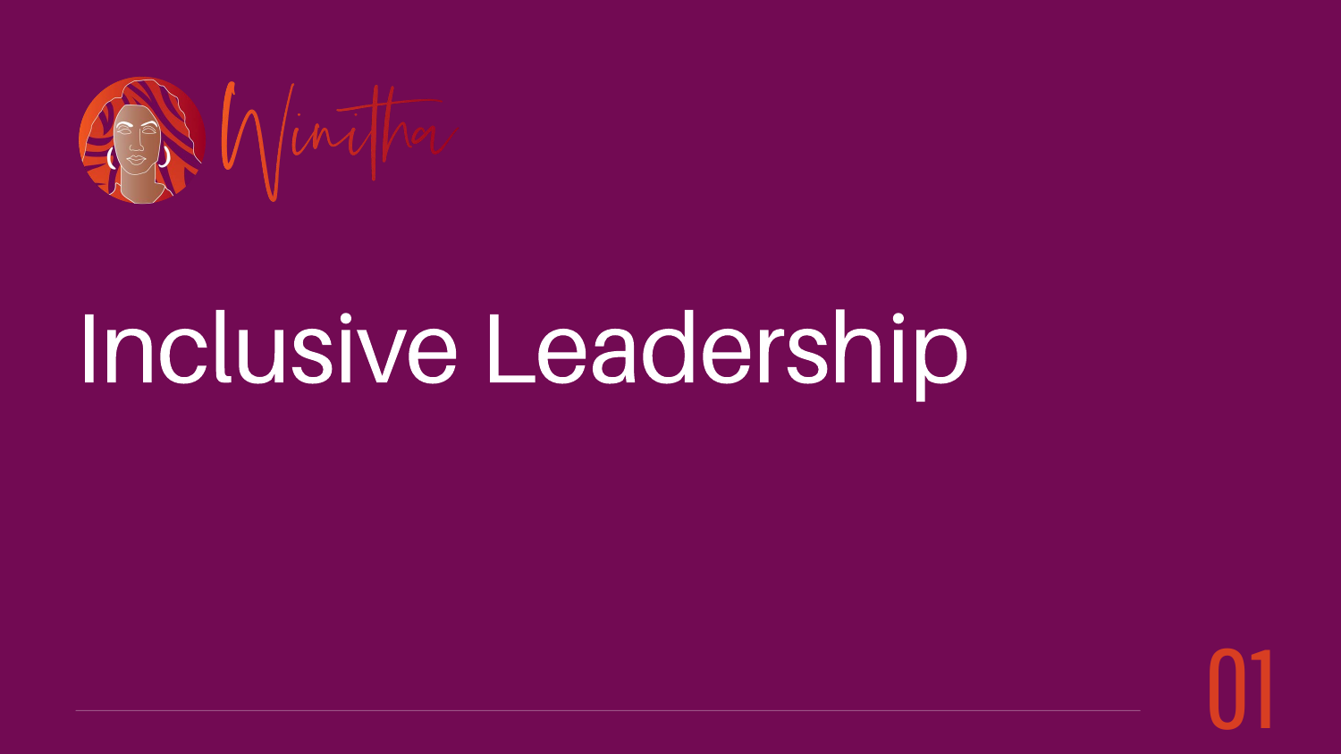Winitha

# Inclusive Leadership

01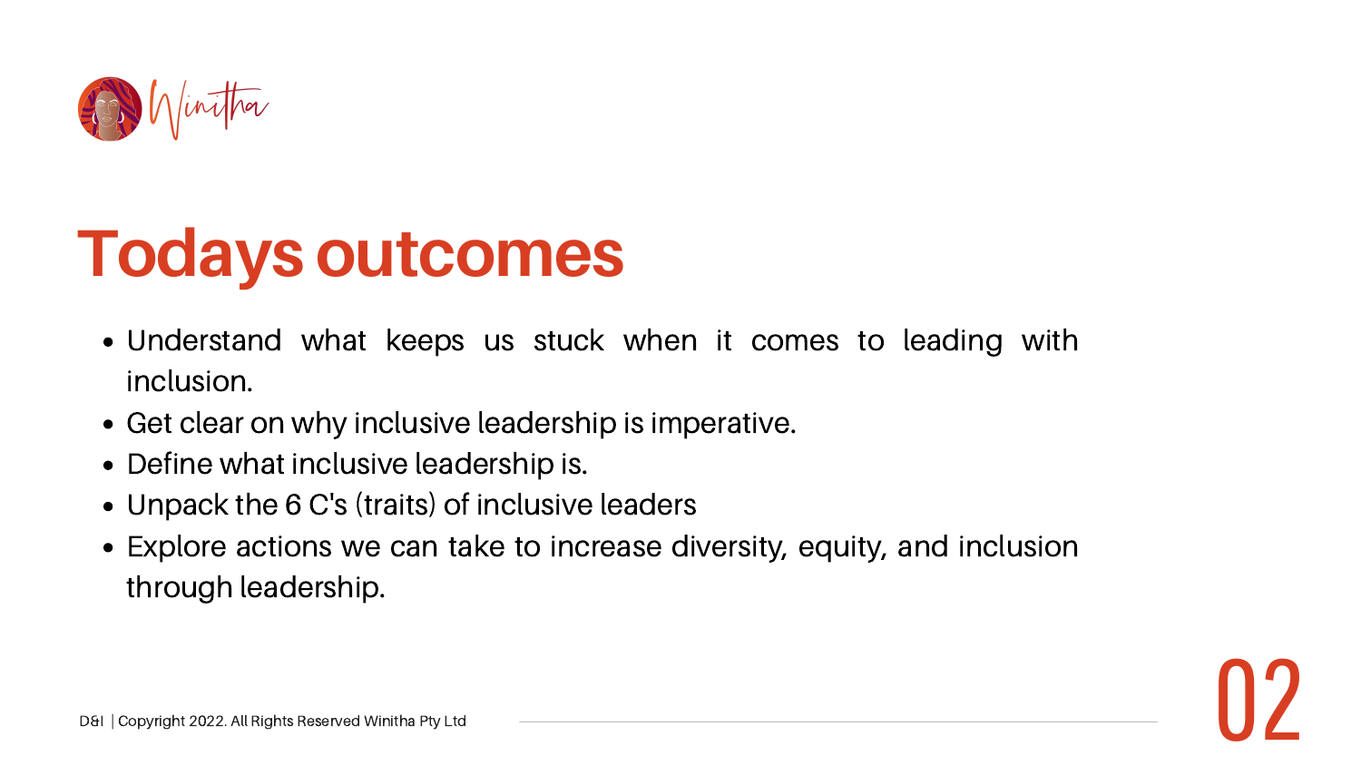# Todays outcomes

- Understand what keeps us stuck when it comes to leading with inclusion.
- Get clear on why inclusive leadership is imperative.
- Define what inclusive leadership is.
- Unpack the 6 C's (traits) of inclusive leaders
- Explore actions we can take to increase diversity, equity, and inclusion through leadership.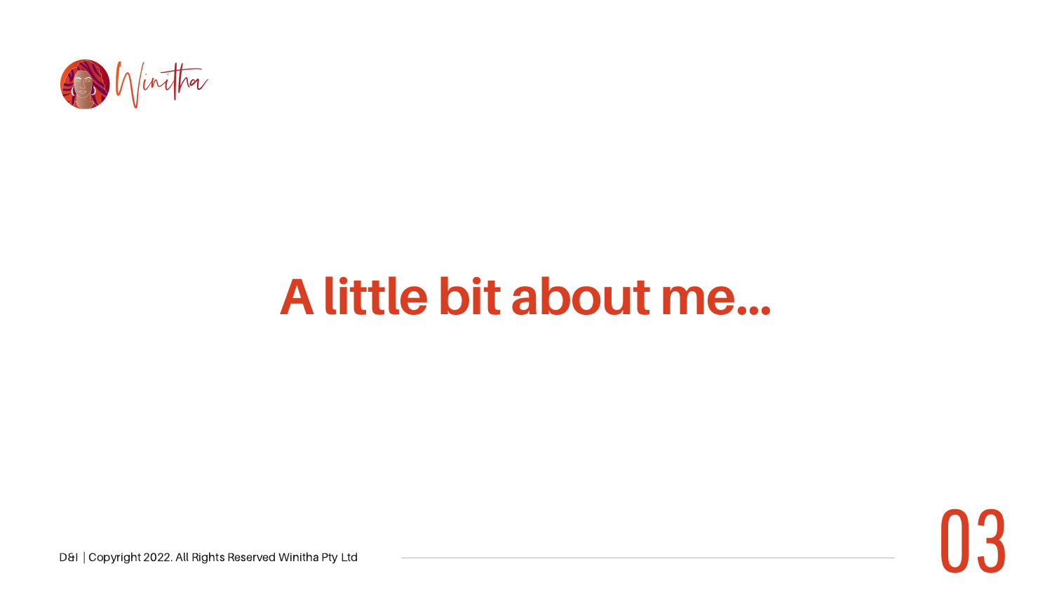# A little bit about me...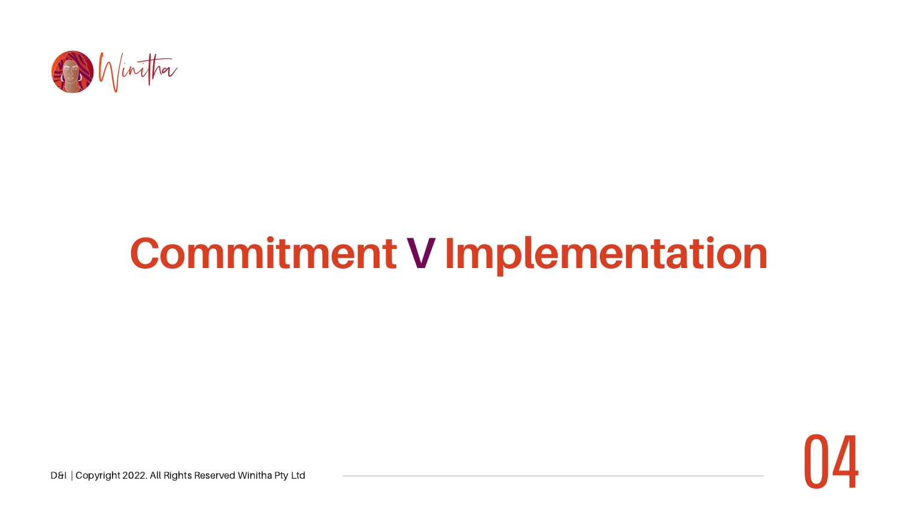# Commitment V Implementation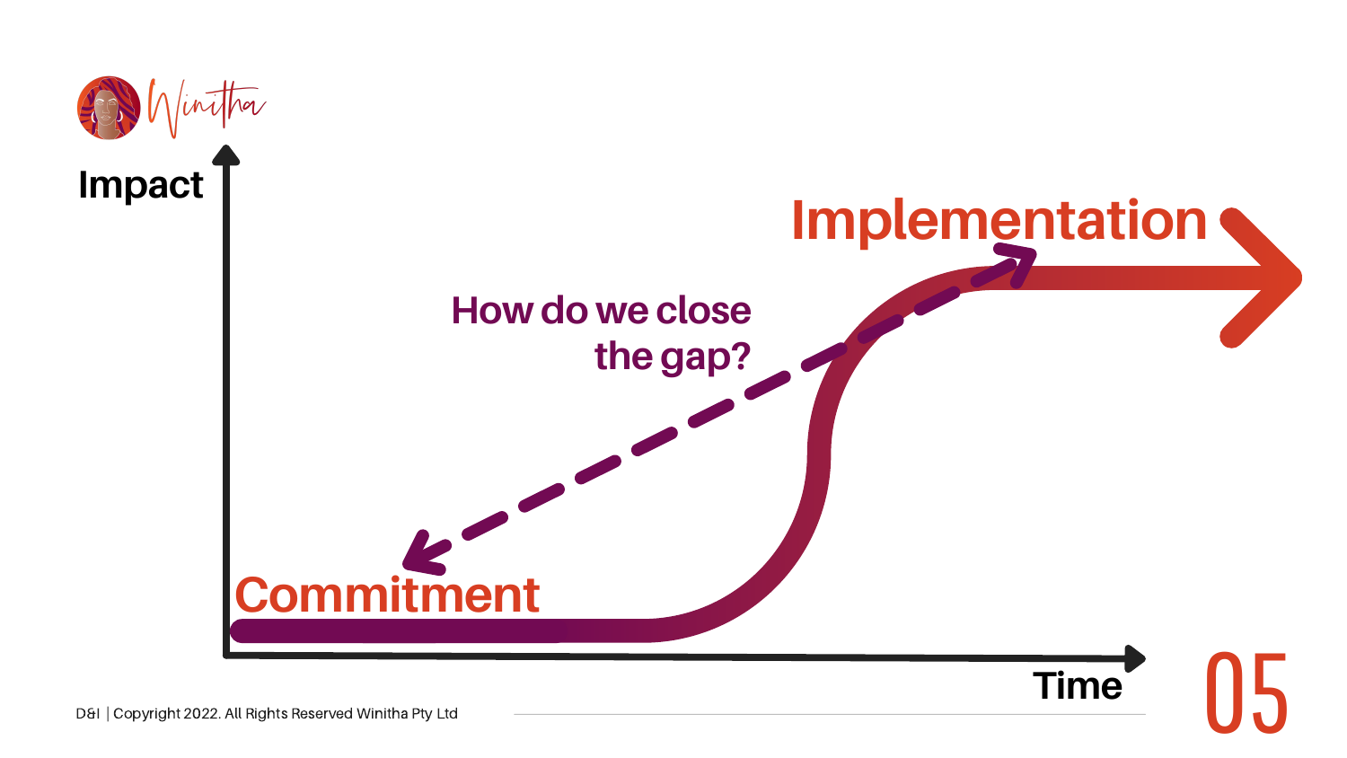Impact

Implementation

How do we close the gap?

Commitment

Time

D&I | Copyright 2022. All Rights Reserved Winitha Pty Ltd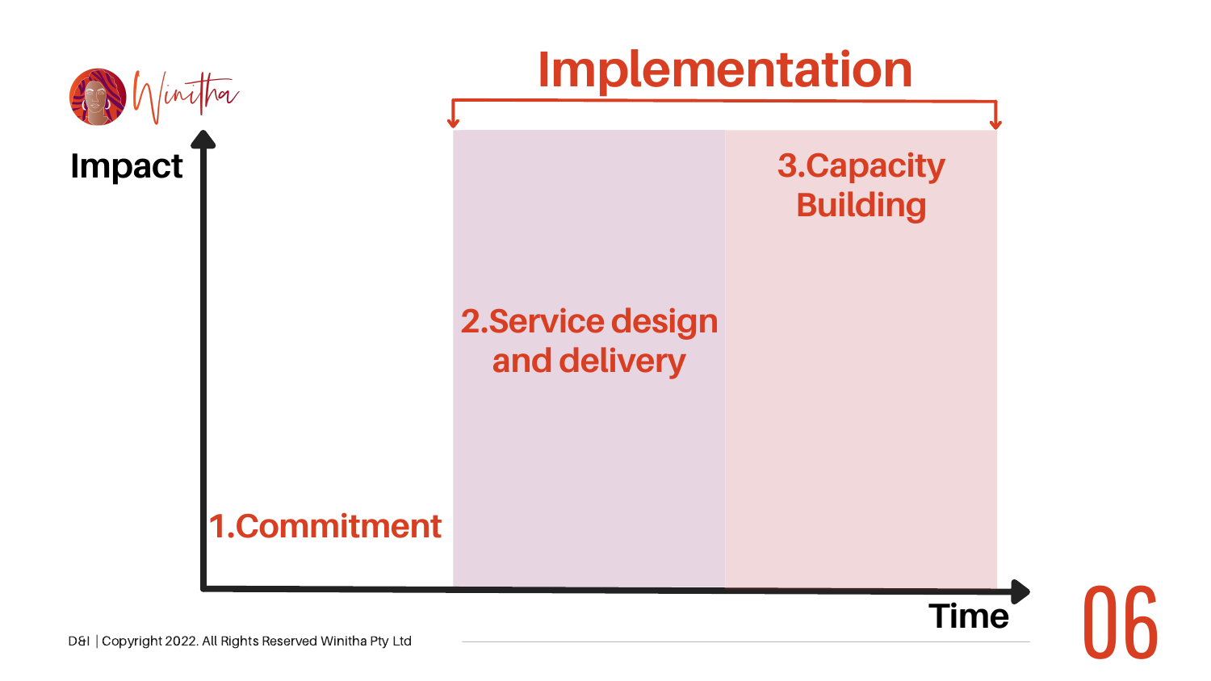# Implementation

Impact

1.Commitment

2.Service design and delivery

3.Capacity Building

Time

D&I | Copyright 2022. All Rights Reserved Winitha Pty Ltd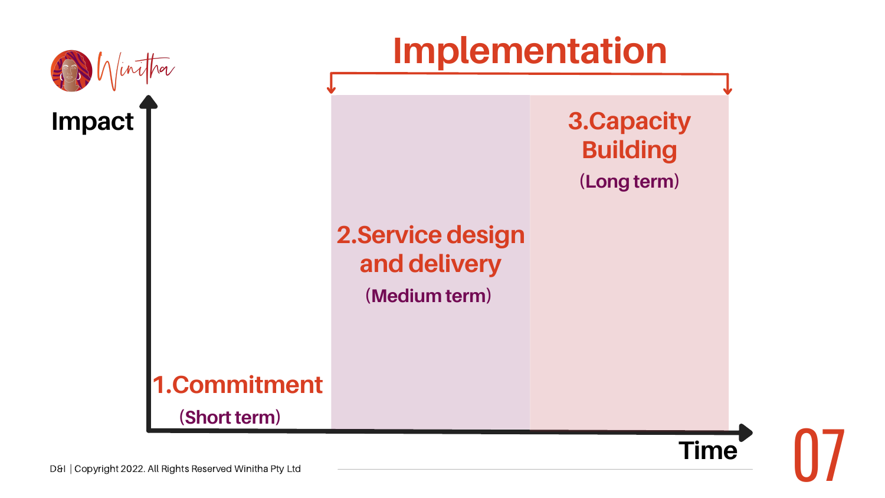# Implementation

Impact

1.Commitment
(Short term)

2.Service design and delivery
(Medium term)

3.Capacity Building
(Long term)

Time

D&I | Copyright 2022. All Rights Reserved Winitha Pty Ltd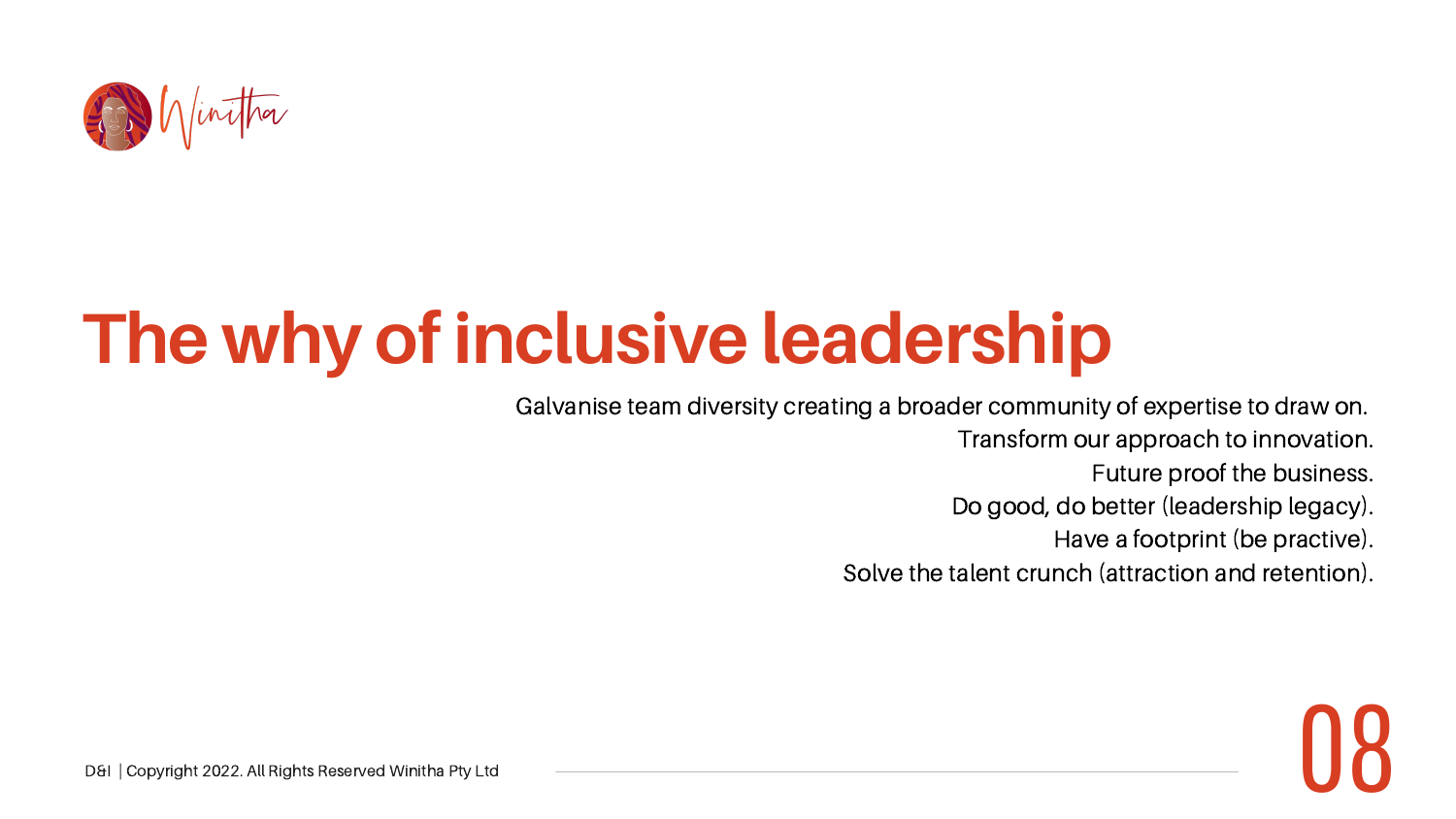# The why of inclusive leadership

Galvanise team diversity creating a broader community of expertise to draw on.
Transform our approach to innovation.
Future proof the business.
Do good, do better (leadership legacy).
Have a footprint (be practive).
Solve the talent crunch (attraction and retention).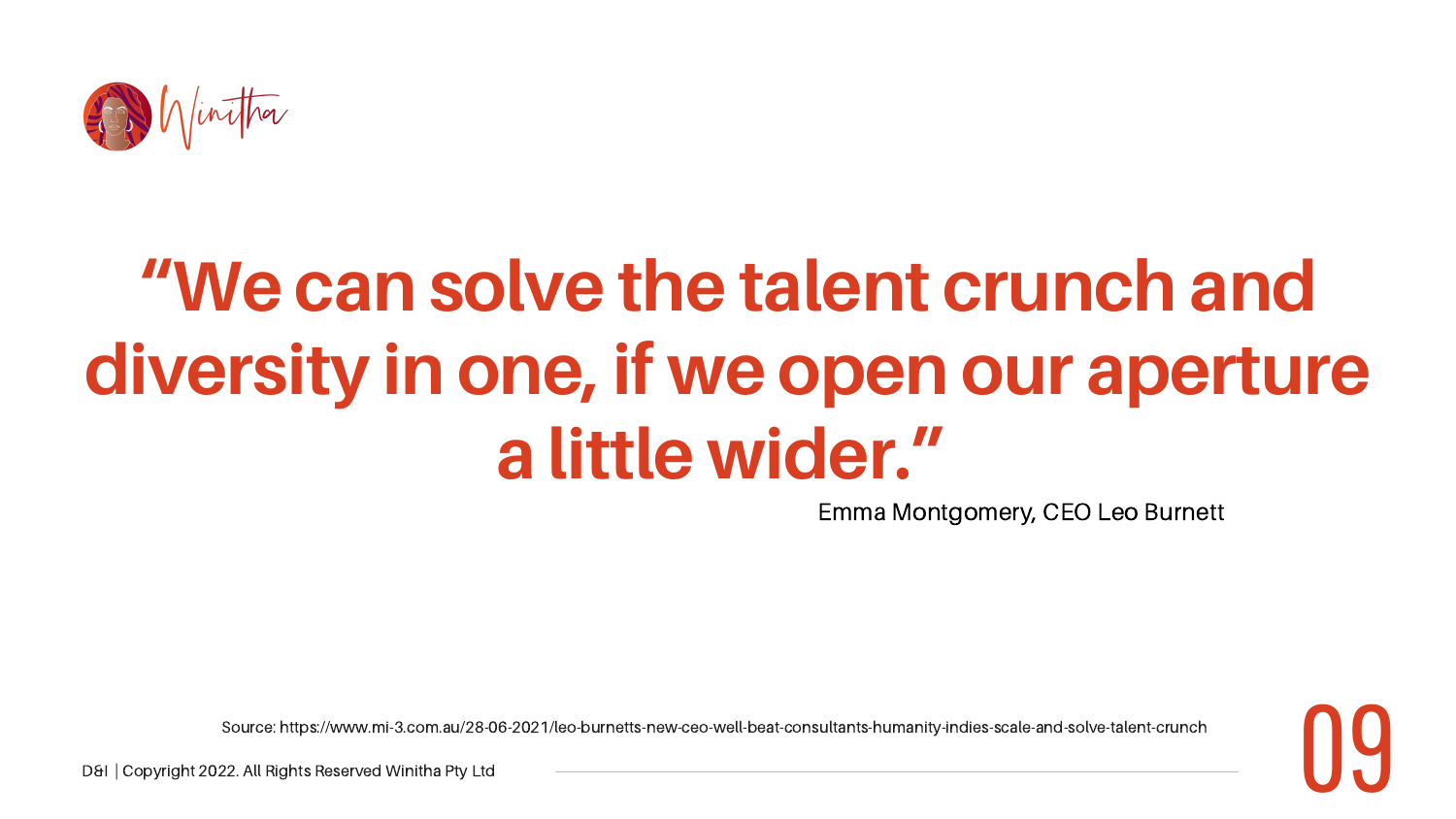# "We can solve the talent crunch and diversity in one, if we open our aperture a little wider."

Emma Montgomery, CEO Leo Burnett

Source: https://www.mi-3.com.au/28-06-2021/leo-burnetts-new-ceo-well-beat-consultants-humanity-indies-scale-and-solve-talent-crunch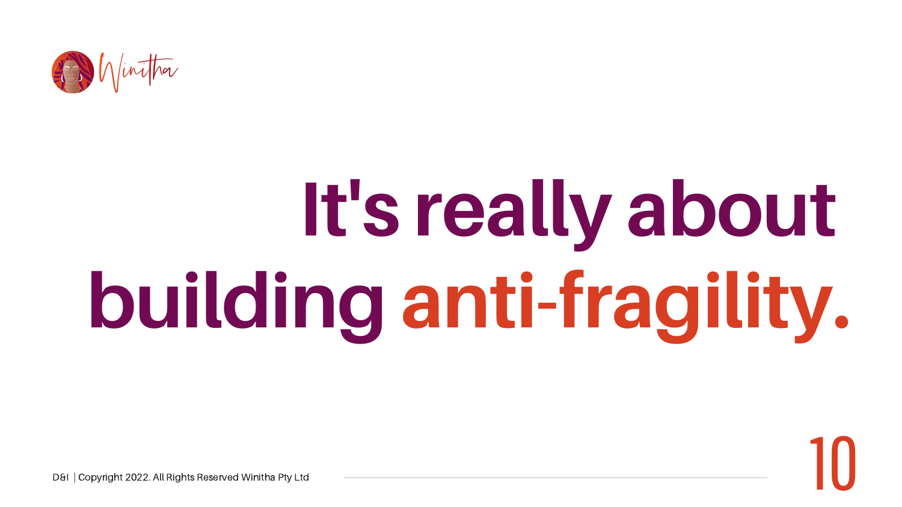# It's really about building anti-fragility.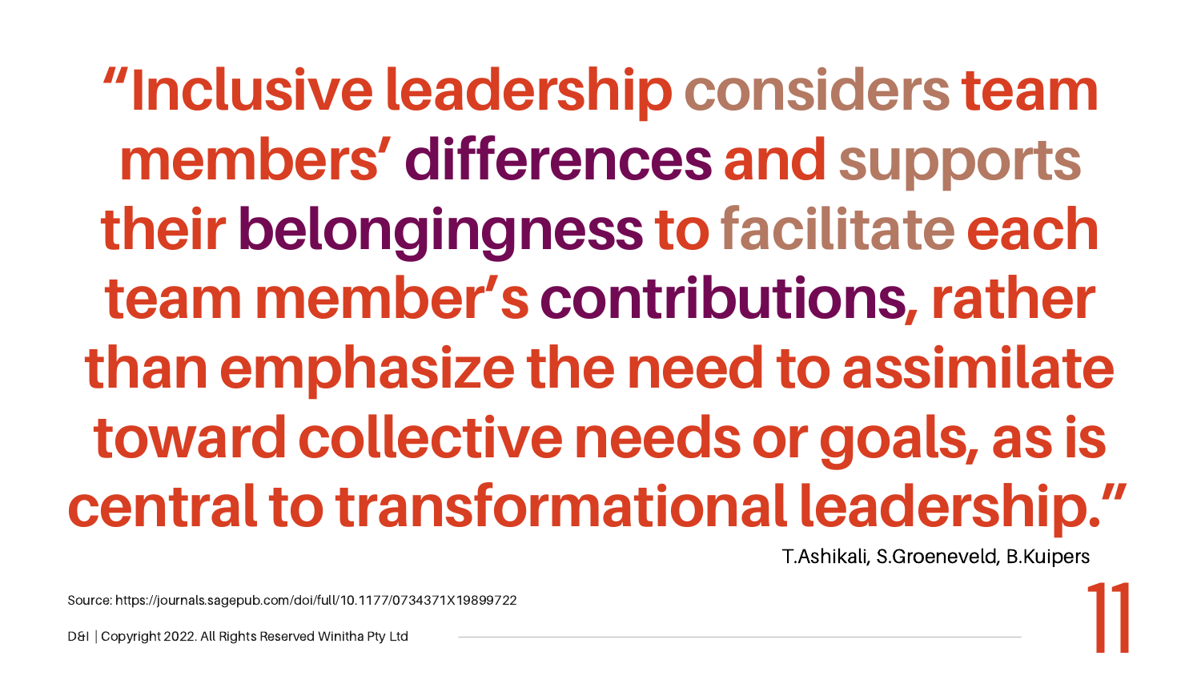# "Inclusive leadership considers team members' differences and supports their belongingness to facilitate each team member's contributions, rather than emphasize the need to assimilate toward collective needs or goals, as is central to transformational leadership."

T.Ashikali, S.Groeneveld, B.Kuipers

Source: https://journals.sagepub.com/doi/full/10.1177/0734371X19899722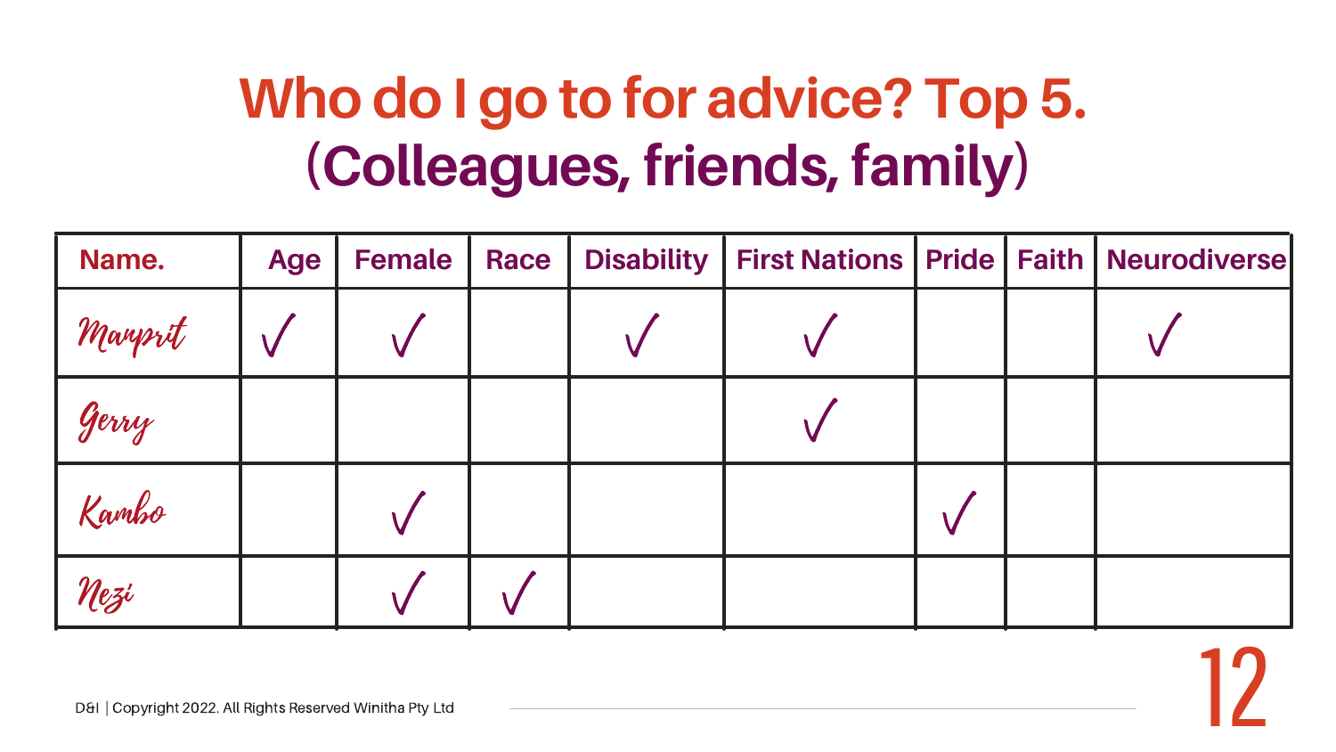# Who do I go to for advice? Top 5.
## (Colleagues, friends, family)

| Name. | Age | Female | Race | Disability | First Nations | Pride | Faith | Neurodiverse |
|---|---|---|---|---|---|---|---|---|
| Manprit | √ | √ | | √ | √ | | | √ |
| Gerry | | | | | √ | | | |
| Kambo | | √ | | | | √ | | |
| Nezi | | √ | √ | | | | | |

D&I | Copyright 2022. All Rights Reserved Winitha Pty Ltd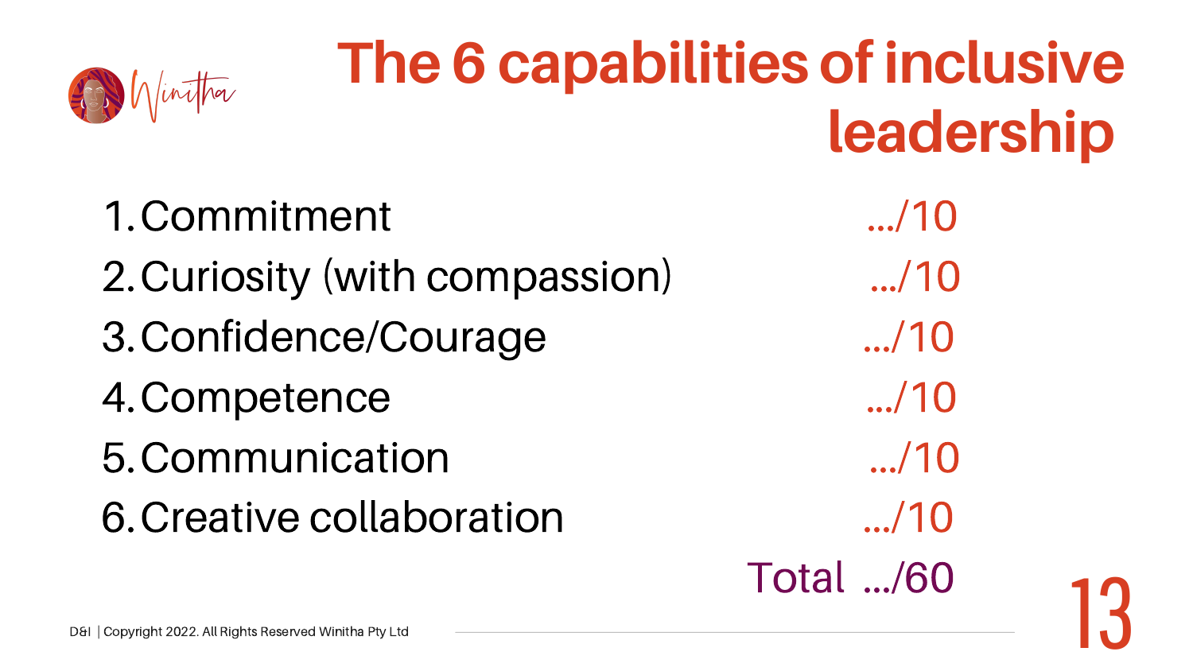# The 6 capabilities of inclusive leadership

1. Commitment ..../10
2. Curiosity (with compassion) ..../10
3. Confidence/Courage ..../10
4. Competence ..../10
5. Communication ..../10
6. Creative collaboration ..../10

Total ..../60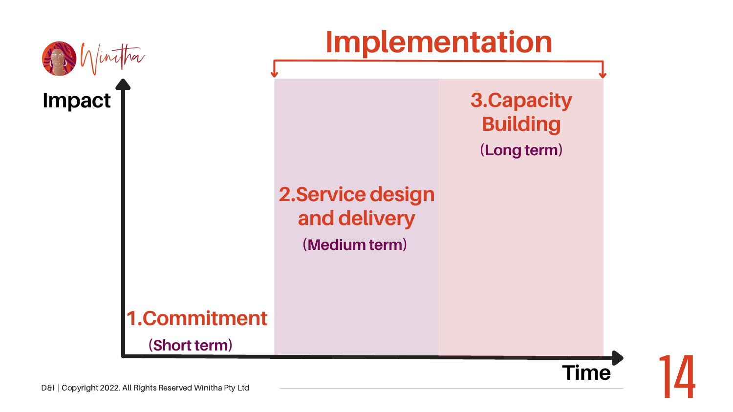# Implementation

Impact

1.Commitment
(Short term)

2.Service design and delivery
(Medium term)

3.Capacity Building
(Long term)

Time

D&I | Copyright 2022. All Rights Reserved Winitha Pty Ltd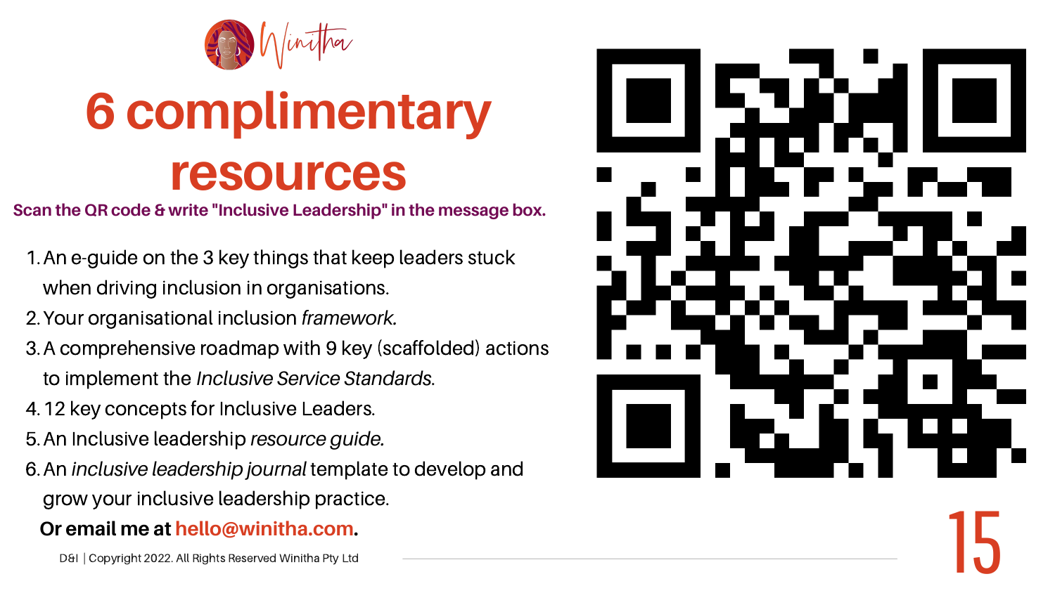Winitha

# 6 complimentary resources

**Scan the QR code & write "Inclusive Leadership" in the message box.**

1. An e-guide on the 3 key things that keep leaders stuck when driving inclusion in organisations.
2. Your organisational inclusion *framework*.
3. A comprehensive roadmap with 9 key (scaffolded) actions to implement the *Inclusive Service Standards*.
4. 12 key concepts for Inclusive Leaders.
5. An Inclusive leadership *resource guide*.
6. An *inclusive leadership journal* template to develop and grow your inclusive leadership practice.

**Or email me at hello@winitha.com.**

D&I | Copyright 2022. All Rights Reserved Winitha Pty Ltd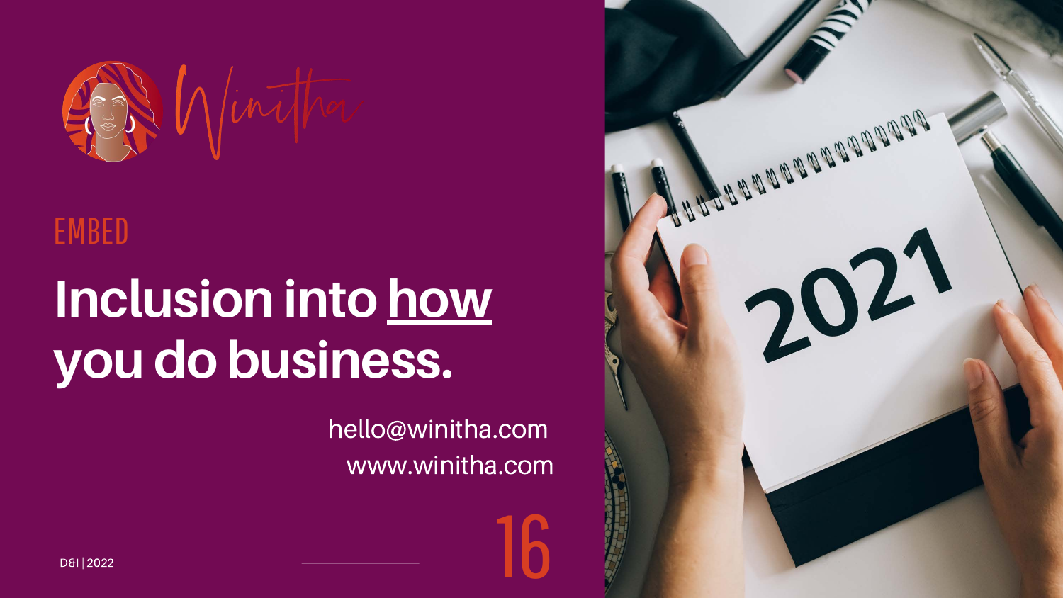Winitha

EMBED

# Inclusion into how you do business.

hello@winitha.com
www.winitha.com

D&I | 2022